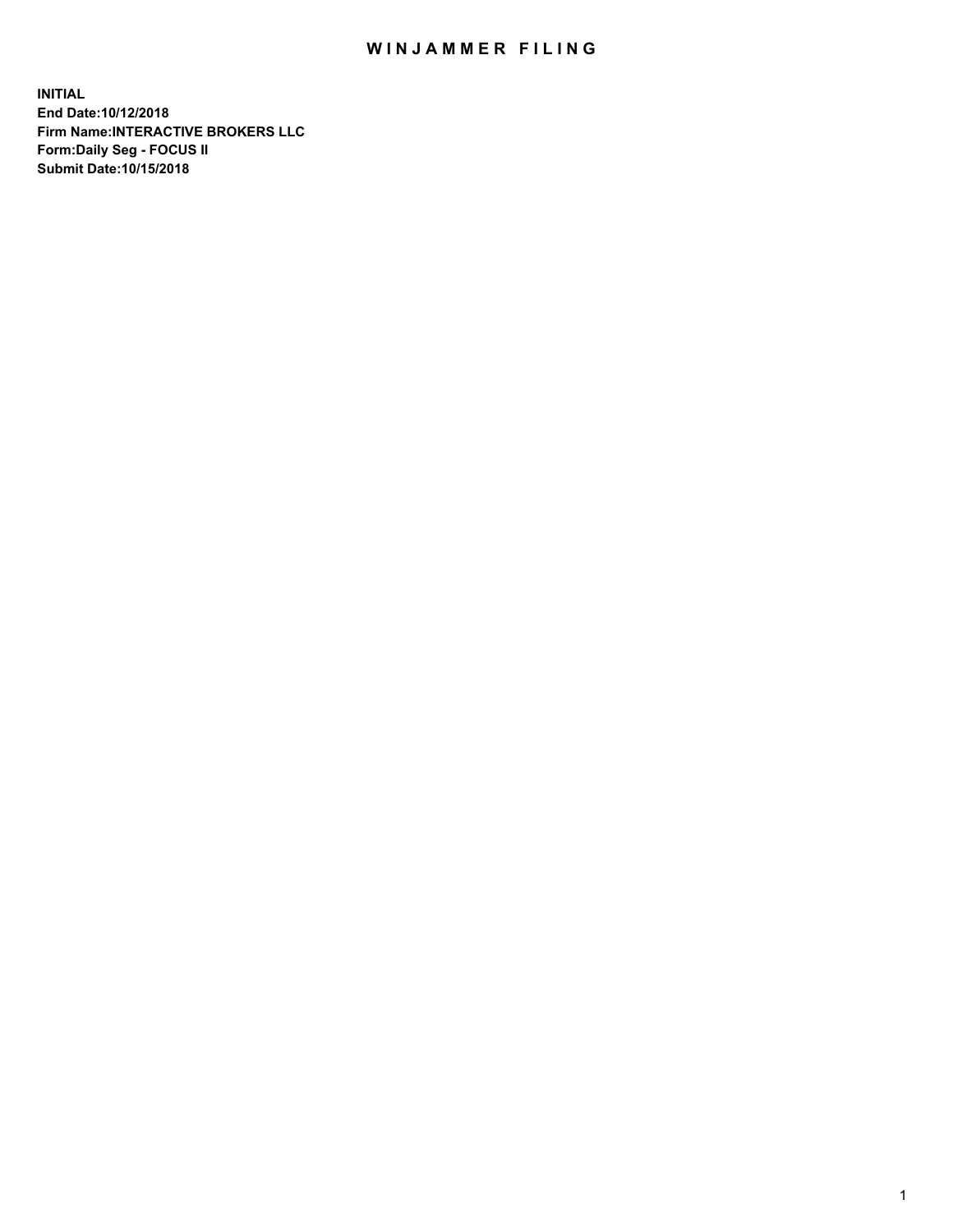# WINJAMMER FILING

**INITIAL**
**End Date:10/12/2018**
**Firm Name:INTERACTIVE BROKERS LLC**
**Form:Daily Seg - FOCUS II**
**Submit Date:10/15/2018**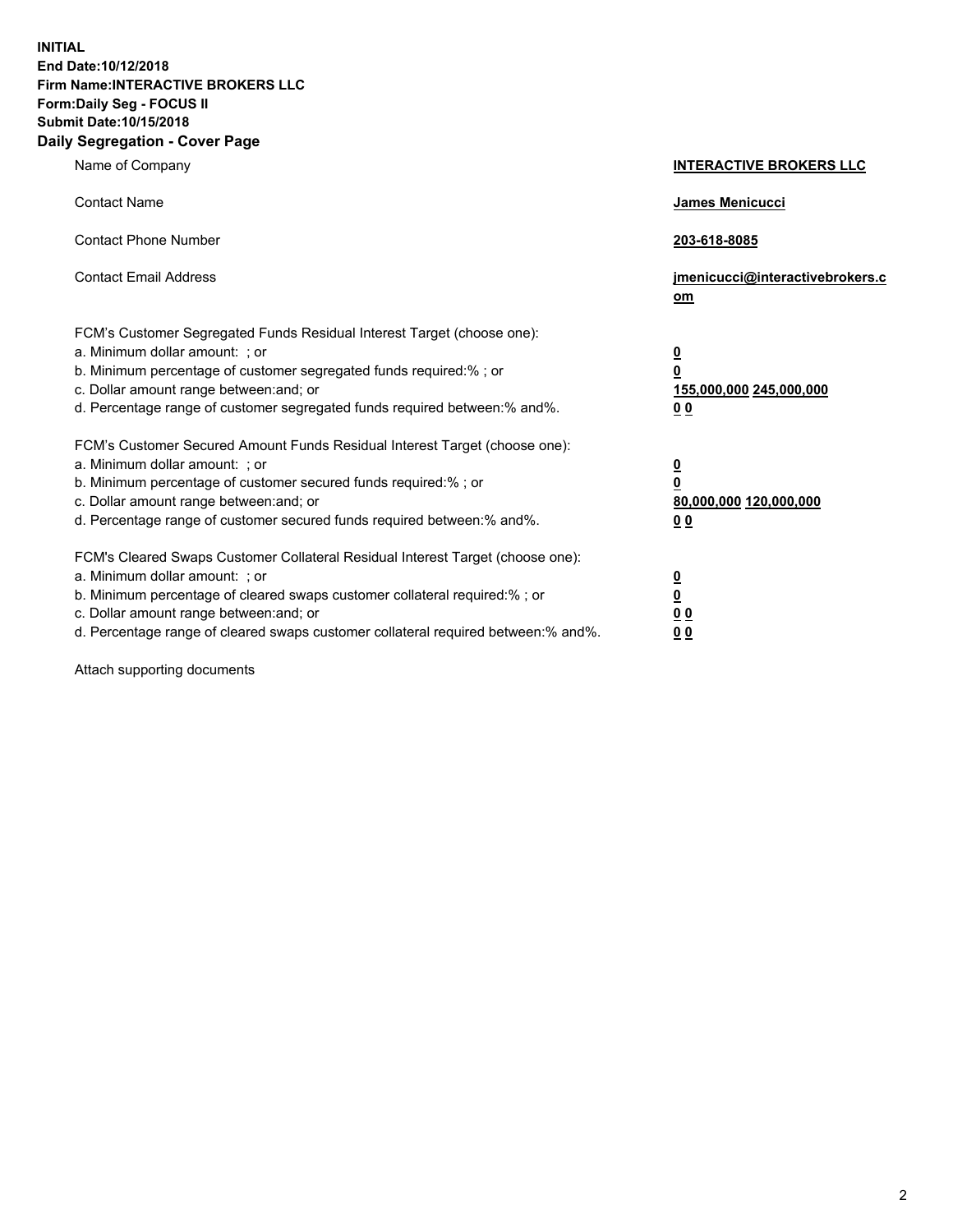**INITIAL**
**End Date:10/12/2018**
**Firm Name:INTERACTIVE BROKERS LLC**
**Form:Daily Seg - FOCUS II**
**Submit Date:10/15/2018**
**Daily Segregation - Cover Page**

| | |
|---|---|
| Name of Company | **INTERACTIVE BROKERS LLC** |
| Contact Name | **James Menicucci** |
| Contact Phone Number | **203-618-8085** |
| Contact Email Address | **jmenicucci@interactivebrokers.com** |
| FCM's Customer Segregated Funds Residual Interest Target (choose one): | |
| a. Minimum dollar amount: ; or | **0** |
| b. Minimum percentage of customer segregated funds required:% ; or | **0** |
| c. Dollar amount range between:and; or | **155,000,000 245,000,000** |
| d. Percentage range of customer segregated funds required between:% and%. | **0 0** |
| FCM's Customer Secured Amount Funds Residual Interest Target (choose one): | |
| a. Minimum dollar amount: ; or | **0** |
| b. Minimum percentage of customer secured funds required:% ; or | **0** |
| c. Dollar amount range between:and; or | **80,000,000 120,000,000** |
| d. Percentage range of customer secured funds required between:% and%. | **0 0** |
| FCM's Cleared Swaps Customer Collateral Residual Interest Target (choose one): | |
| a. Minimum dollar amount: ; or | **0** |
| b. Minimum percentage of cleared swaps customer collateral required:% ; or | **0** |
| c. Dollar amount range between:and; or | **0 0** |
| d. Percentage range of cleared swaps customer collateral required between:% and%. | **0 0** |

Attach supporting documents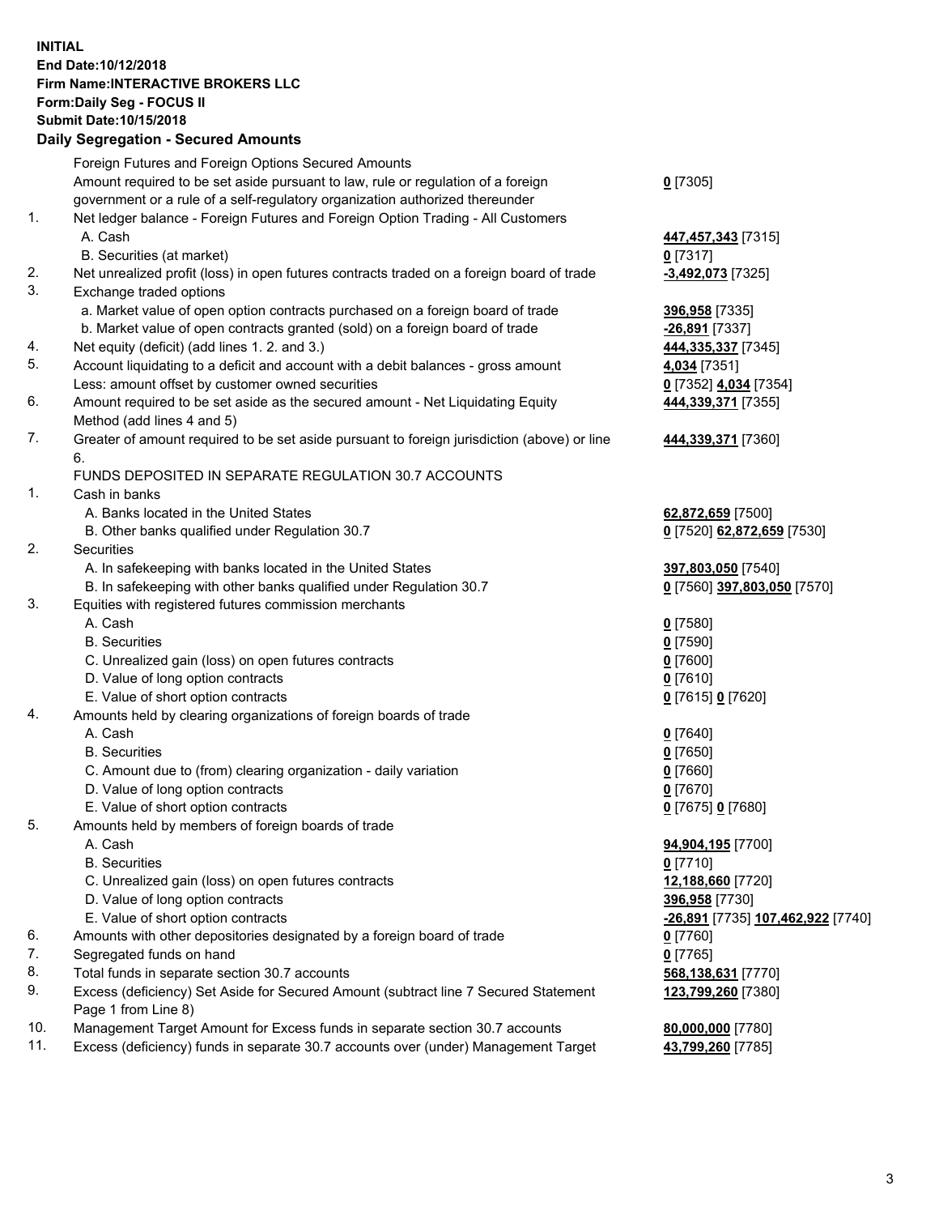**INITIAL**
**End Date:10/12/2018**
**Firm Name:INTERACTIVE BROKERS LLC**
**Form:Daily Seg - FOCUS II**
**Submit Date:10/15/2018**
**Daily Segregation - Secured Amounts**

| | | |
|---|---|---|
| | Foreign Futures and Foreign Options Secured Amounts | |
| | Amount required to be set aside pursuant to law, rule or regulation of a foreign government or a rule of a self-regulatory organization authorized thereunder | **0** [7305] |
| 1. | Net ledger balance - Foreign Futures and Foreign Option Trading - All Customers | |
| | A. Cash | **447,457,343** [7315] |
| | B. Securities (at market) | **0** [7317] |
| 2. | Net unrealized profit (loss) in open futures contracts traded on a foreign board of trade | **-3,492,073** [7325] |
| 3. | Exchange traded options | |
| | a. Market value of open option contracts purchased on a foreign board of trade | **396,958** [7335] |
| | b. Market value of open contracts granted (sold) on a foreign board of trade | **-26,891** [7337] |
| 4. | Net equity (deficit) (add lines 1. 2. and 3.) | **444,335,337** [7345] |
| 5. | Account liquidating to a deficit and account with a debit balances - gross amount | **4,034** [7351] |
| | Less: amount offset by customer owned securities | **0** [7352] **4,034** [7354] |
| 6. | Amount required to be set aside as the secured amount - Net Liquidating Equity Method (add lines 4 and 5) | **444,339,371** [7355] |
| 7. | Greater of amount required to be set aside pursuant to foreign jurisdiction (above) or line 6. | **444,339,371** [7360] |
| | FUNDS DEPOSITED IN SEPARATE REGULATION 30.7 ACCOUNTS | |
| 1. | Cash in banks | |
| | A. Banks located in the United States | **62,872,659** [7500] |
| | B. Other banks qualified under Regulation 30.7 | **0** [7520] **62,872,659** [7530] |
| 2. | Securities | |
| | A. In safekeeping with banks located in the United States | **397,803,050** [7540] |
| | B. In safekeeping with other banks qualified under Regulation 30.7 | **0** [7560] **397,803,050** [7570] |
| 3. | Equities with registered futures commission merchants | |
| | A. Cash | **0** [7580] |
| | B. Securities | **0** [7590] |
| | C. Unrealized gain (loss) on open futures contracts | **0** [7600] |
| | D. Value of long option contracts | **0** [7610] |
| | E. Value of short option contracts | **0** [7615] **0** [7620] |
| 4. | Amounts held by clearing organizations of foreign boards of trade | |
| | A. Cash | **0** [7640] |
| | B. Securities | **0** [7650] |
| | C. Amount due to (from) clearing organization - daily variation | **0** [7660] |
| | D. Value of long option contracts | **0** [7670] |
| | E. Value of short option contracts | **0** [7675] **0** [7680] |
| 5. | Amounts held by members of foreign boards of trade | |
| | A. Cash | **94,904,195** [7700] |
| | B. Securities | **0** [7710] |
| | C. Unrealized gain (loss) on open futures contracts | **12,188,660** [7720] |
| | D. Value of long option contracts | **396,958** [7730] |
| | E. Value of short option contracts | **-26,891** [7735] **107,462,922** [7740] |
| 6. | Amounts with other depositories designated by a foreign board of trade | **0** [7760] |
| 7. | Segregated funds on hand | **0** [7765] |
| 8. | Total funds in separate section 30.7 accounts | **568,138,631** [7770] |
| 9. | Excess (deficiency) Set Aside for Secured Amount (subtract line 7 Secured Statement Page 1 from Line 8) | **123,799,260** [7380] |
| 10. | Management Target Amount for Excess funds in separate section 30.7 accounts | **80,000,000** [7780] |
| 11. | Excess (deficiency) funds in separate 30.7 accounts over (under) Management Target | **43,799,260** [7785] |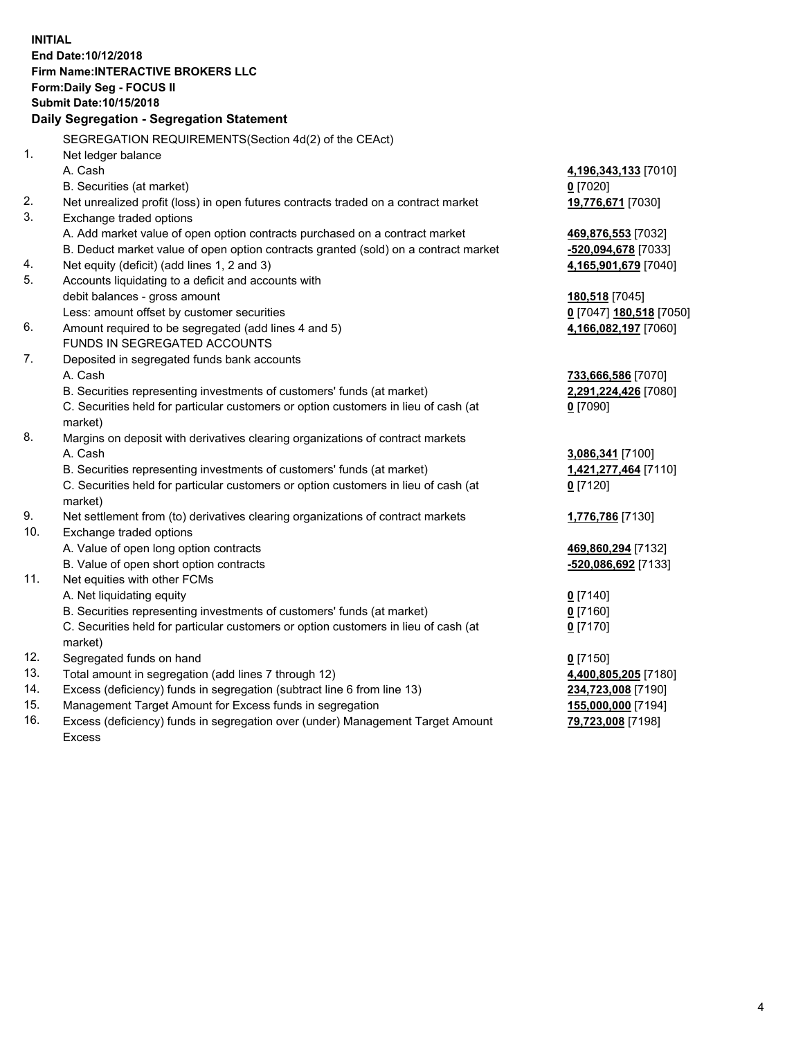**INITIAL**
**End Date:10/12/2018**
**Firm Name:INTERACTIVE BROKERS LLC**
**Form:Daily Seg - FOCUS II**
**Submit Date:10/15/2018**

**Daily Segregation - Segregation Statement**

SEGREGATION REQUIREMENTS(Section 4d(2) of the CEAct)

| | | |
|---|---|---|
| 1. | Net ledger balance | |
| | A. Cash | **4,196,343,133** [7010] |
| | B. Securities (at market) | **0** [7020] |
| 2. | Net unrealized profit (loss) in open futures contracts traded on a contract market | **19,776,671** [7030] |
| 3. | Exchange traded options | |
| | A. Add market value of open option contracts purchased on a contract market | **469,876,553** [7032] |
| | B. Deduct market value of open option contracts granted (sold) on a contract market | **-520,094,678** [7033] |
| 4. | Net equity (deficit) (add lines 1, 2 and 3) | **4,165,901,679** [7040] |
| 5. | Accounts liquidating to a deficit and accounts with | |
| | debit balances - gross amount | **180,518** [7045] |
| | Less: amount offset by customer securities | **0** [7047] **180,518** [7050] |
| 6. | Amount required to be segregated (add lines 4 and 5) | **4,166,082,197** [7060] |
| | FUNDS IN SEGREGATED ACCOUNTS | |
| 7. | Deposited in segregated funds bank accounts | |
| | A. Cash | **733,666,586** [7070] |
| | B. Securities representing investments of customers' funds (at market) | **2,291,224,426** [7080] |
| | C. Securities held for particular customers or option customers in lieu of cash (at market) | **0** [7090] |
| 8. | Margins on deposit with derivatives clearing organizations of contract markets | |
| | A. Cash | **3,086,341** [7100] |
| | B. Securities representing investments of customers' funds (at market) | **1,421,277,464** [7110] |
| | C. Securities held for particular customers or option customers in lieu of cash (at market) | **0** [7120] |
| 9. | Net settlement from (to) derivatives clearing organizations of contract markets | **1,776,786** [7130] |
| 10. | Exchange traded options | |
| | A. Value of open long option contracts | **469,860,294** [7132] |
| | B. Value of open short option contracts | **-520,086,692** [7133] |
| 11. | Net equities with other FCMs | |
| | A. Net liquidating equity | **0** [7140] |
| | B. Securities representing investments of customers' funds (at market) | **0** [7160] |
| | C. Securities held for particular customers or option customers in lieu of cash (at market) | **0** [7170] |
| 12. | Segregated funds on hand | **0** [7150] |
| 13. | Total amount in segregation (add lines 7 through 12) | **4,400,805,205** [7180] |
| 14. | Excess (deficiency) funds in segregation (subtract line 6 from line 13) | **234,723,008** [7190] |
| 15. | Management Target Amount for Excess funds in segregation | **155,000,000** [7194] |
| 16. | Excess (deficiency) funds in segregation over (under) Management Target Amount Excess | **79,723,008** [7198] |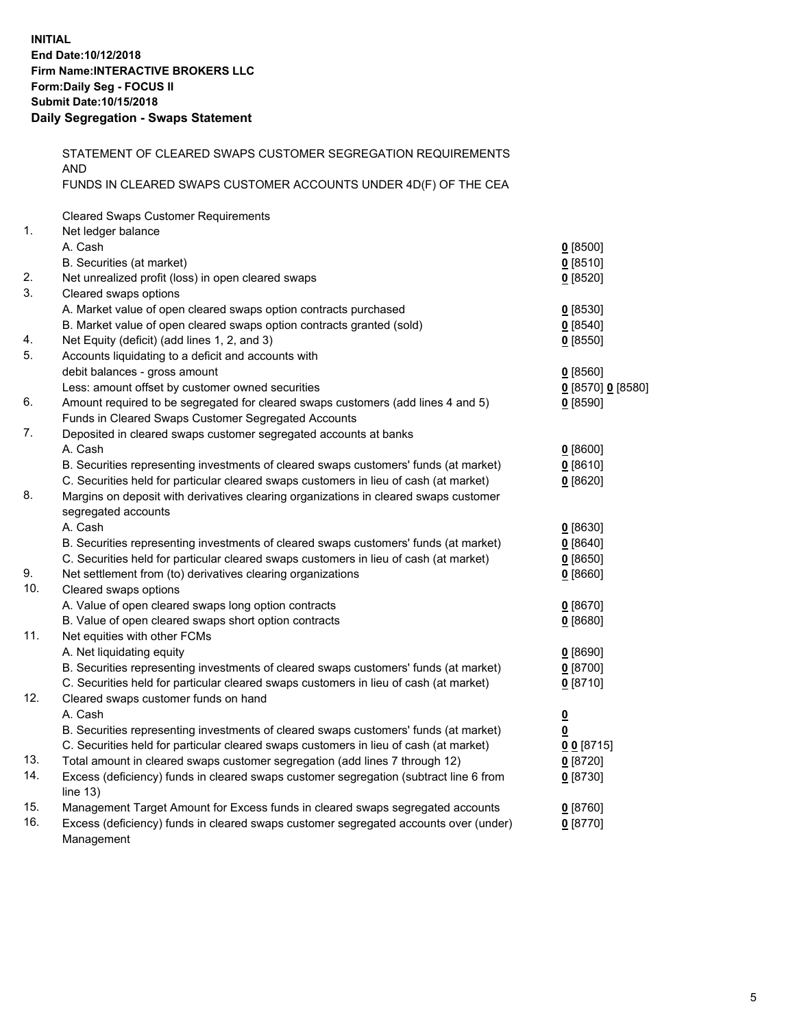**INITIAL**
**End Date:10/12/2018**
**Firm Name:INTERACTIVE BROKERS LLC**
**Form:Daily Seg - FOCUS II**
**Submit Date:10/15/2018**
**Daily Segregation - Swaps Statement**

STATEMENT OF CLEARED SWAPS CUSTOMER SEGREGATION REQUIREMENTS AND FUNDS IN CLEARED SWAPS CUSTOMER ACCOUNTS UNDER 4D(F) OF THE CEA

| | | |
|---|---|---|
| | Cleared Swaps Customer Requirements | |
| 1. | Net ledger balance | |
| | A. Cash | 0 [8500] |
| | B. Securities (at market) | 0 [8510] |
| 2. | Net unrealized profit (loss) in open cleared swaps | 0 [8520] |
| 3. | Cleared swaps options | |
| | A. Market value of open cleared swaps option contracts purchased | 0 [8530] |
| | B. Market value of open cleared swaps option contracts granted (sold) | 0 [8540] |
| 4. | Net Equity (deficit) (add lines 1, 2, and 3) | 0 [8550] |
| 5. | Accounts liquidating to a deficit and accounts with debit balances - gross amount | 0 [8560] |
| | Less: amount offset by customer owned securities | 0 [8570] 0 [8580] |
| 6. | Amount required to be segregated for cleared swaps customers (add lines 4 and 5) | 0 [8590] |
| | Funds in Cleared Swaps Customer Segregated Accounts | |
| 7. | Deposited in cleared swaps customer segregated accounts at banks | |
| | A. Cash | 0 [8600] |
| | B. Securities representing investments of cleared swaps customers' funds (at market) | 0 [8610] |
| | C. Securities held for particular cleared swaps customers in lieu of cash (at market) | 0 [8620] |
| 8. | Margins on deposit with derivatives clearing organizations in cleared swaps customer segregated accounts | |
| | A. Cash | 0 [8630] |
| | B. Securities representing investments of cleared swaps customers' funds (at market) | 0 [8640] |
| | C. Securities held for particular cleared swaps customers in lieu of cash (at market) | 0 [8650] |
| 9. | Net settlement from (to) derivatives clearing organizations | 0 [8660] |
| 10. | Cleared swaps options | |
| | A. Value of open cleared swaps long option contracts | 0 [8670] |
| | B. Value of open cleared swaps short option contracts | 0 [8680] |
| 11. | Net equities with other FCMs | |
| | A. Net liquidating equity | 0 [8690] |
| | B. Securities representing investments of cleared swaps customers' funds (at market) | 0 [8700] |
| | C. Securities held for particular cleared swaps customers in lieu of cash (at market) | 0 [8710] |
| 12. | Cleared swaps customer funds on hand | |
| | A. Cash | 0 |
| | B. Securities representing investments of cleared swaps customers' funds (at market) | 0 |
| | C. Securities held for particular cleared swaps customers in lieu of cash (at market) | 0 0 [8715] |
| 13. | Total amount in cleared swaps customer segregation (add lines 7 through 12) | 0 [8720] |
| 14. | Excess (deficiency) funds in cleared swaps customer segregation (subtract line 6 from line 13) | 0 [8730] |
| 15. | Management Target Amount for Excess funds in cleared swaps segregated accounts | 0 [8760] |
| 16. | Excess (deficiency) funds in cleared swaps customer segregated accounts over (under) Management | 0 [8770] |